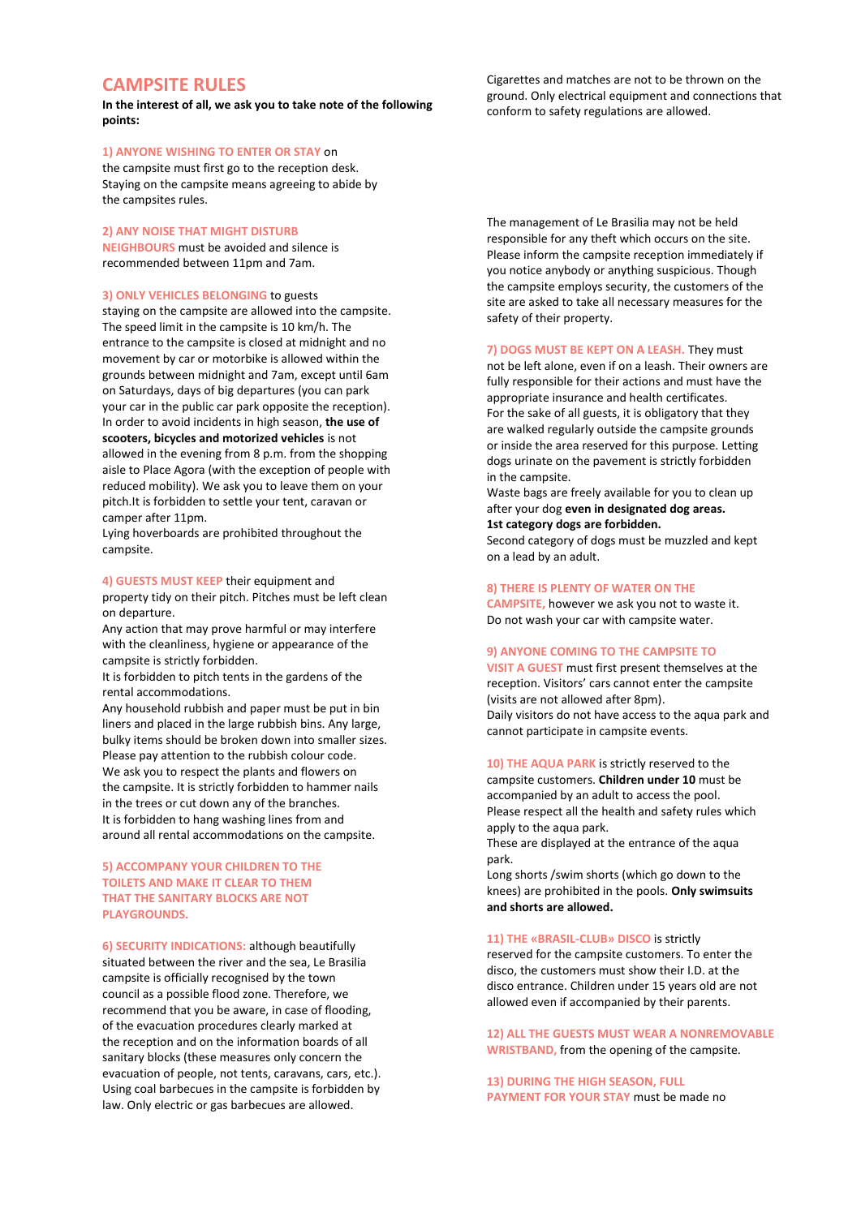# CAMPSITE RULES

**In the interest of all, we ask you to take note of the following points:**

**1) ANYONE WISHING TO ENTER OR STAY** on the campsite must first go to the reception desk. Staying on the campsite means agreeing to abide by the campsites rules.

**2) ANY NOISE THAT MIGHT DISTURB NEIGHBOURS** must be avoided and silence is recommended between 11pm and 7am.

**3) ONLY VEHICLES BELONGING** to guests staying on the campsite are allowed into the campsite. The speed limit in the campsite is 10 km/h. The entrance to the campsite is closed at midnight and no movement by car or motorbike is allowed within the grounds between midnight and 7am, except until 6am on Saturdays, days of big departures (you can park your car in the public car park opposite the reception). In order to avoid incidents in high season, **the use of scooters, bicycles and motorized vehicles** is not allowed in the evening from 8 p.m. from the shopping aisle to Place Agora (with the exception of people with reduced mobility). We ask you to leave them on your pitch.It is forbidden to settle your tent, caravan or camper after 11pm.
Lying hoverboards are prohibited throughout the campsite.

**4) GUESTS MUST KEEP** their equipment and property tidy on their pitch. Pitches must be left clean on departure.
Any action that may prove harmful or may interfere with the cleanliness, hygiene or appearance of the campsite is strictly forbidden.
It is forbidden to pitch tents in the gardens of the rental accommodations.
Any household rubbish and paper must be put in bin liners and placed in the large rubbish bins. Any large, bulky items should be broken down into smaller sizes. Please pay attention to the rubbish colour code.
We ask you to respect the plants and flowers on the campsite. It is strictly forbidden to hammer nails in the trees or cut down any of the branches.
It is forbidden to hang washing lines from and around all rental accommodations on the campsite.

**5) ACCOMPANY YOUR CHILDREN TO THE TOILETS AND MAKE IT CLEAR TO THEM THAT THE SANITARY BLOCKS ARE NOT PLAYGROUNDS.**

**6) SECURITY INDICATIONS:** although beautifully situated between the river and the sea, Le Brasilia campsite is officially recognised by the town council as a possible flood zone. Therefore, we recommend that you be aware, in case of flooding, of the evacuation procedures clearly marked at the reception and on the information boards of all sanitary blocks (these measures only concern the evacuation of people, not tents, caravans, cars, etc.).
Using coal barbecues in the campsite is forbidden by law. Only electric or gas barbecues are allowed.
Cigarettes and matches are not to be thrown on the ground. Only electrical equipment and connections that conform to safety regulations are allowed.

The management of Le Brasilia may not be held responsible for any theft which occurs on the site. Please inform the campsite reception immediately if you notice anybody or anything suspicious. Though the campsite employs security, the customers of the site are asked to take all necessary measures for the safety of their property.

**7) DOGS MUST BE KEPT ON A LEASH.** They must not be left alone, even if on a leash. Their owners are fully responsible for their actions and must have the appropriate insurance and health certificates.
For the sake of all guests, it is obligatory that they are walked regularly outside the campsite grounds or inside the area reserved for this purpose. Letting dogs urinate on the pavement is strictly forbidden in the campsite.
Waste bags are freely available for you to clean up after your dog **even in designated dog areas.**
**1st category dogs are forbidden.**
Second category of dogs must be muzzled and kept on a lead by an adult.

**8) THERE IS PLENTY OF WATER ON THE CAMPSITE,** however we ask you not to waste it. Do not wash your car with campsite water.

**9) ANYONE COMING TO THE CAMPSITE TO VISIT A GUEST** must first present themselves at the reception. Visitors' cars cannot enter the campsite (visits are not allowed after 8pm).
Daily visitors do not have access to the aqua park and cannot participate in campsite events.

**10) THE AQUA PARK** is strictly reserved to the campsite customers. **Children under 10** must be accompanied by an adult to access the pool.
Please respect all the health and safety rules which apply to the aqua park.
These are displayed at the entrance of the aqua park.
Long shorts /swim shorts (which go down to the knees) are prohibited in the pools. **Only swimsuits and shorts are allowed.**

**11) THE «BRASIL-CLUB» DISCO** is strictly reserved for the campsite customers. To enter the disco, the customers must show their I.D. at the disco entrance. Children under 15 years old are not allowed even if accompanied by their parents.

**12) ALL THE GUESTS MUST WEAR A NONREMOVABLE WRISTBAND,** from the opening of the campsite.

**13) DURING THE HIGH SEASON, FULL PAYMENT FOR YOUR STAY** must be made no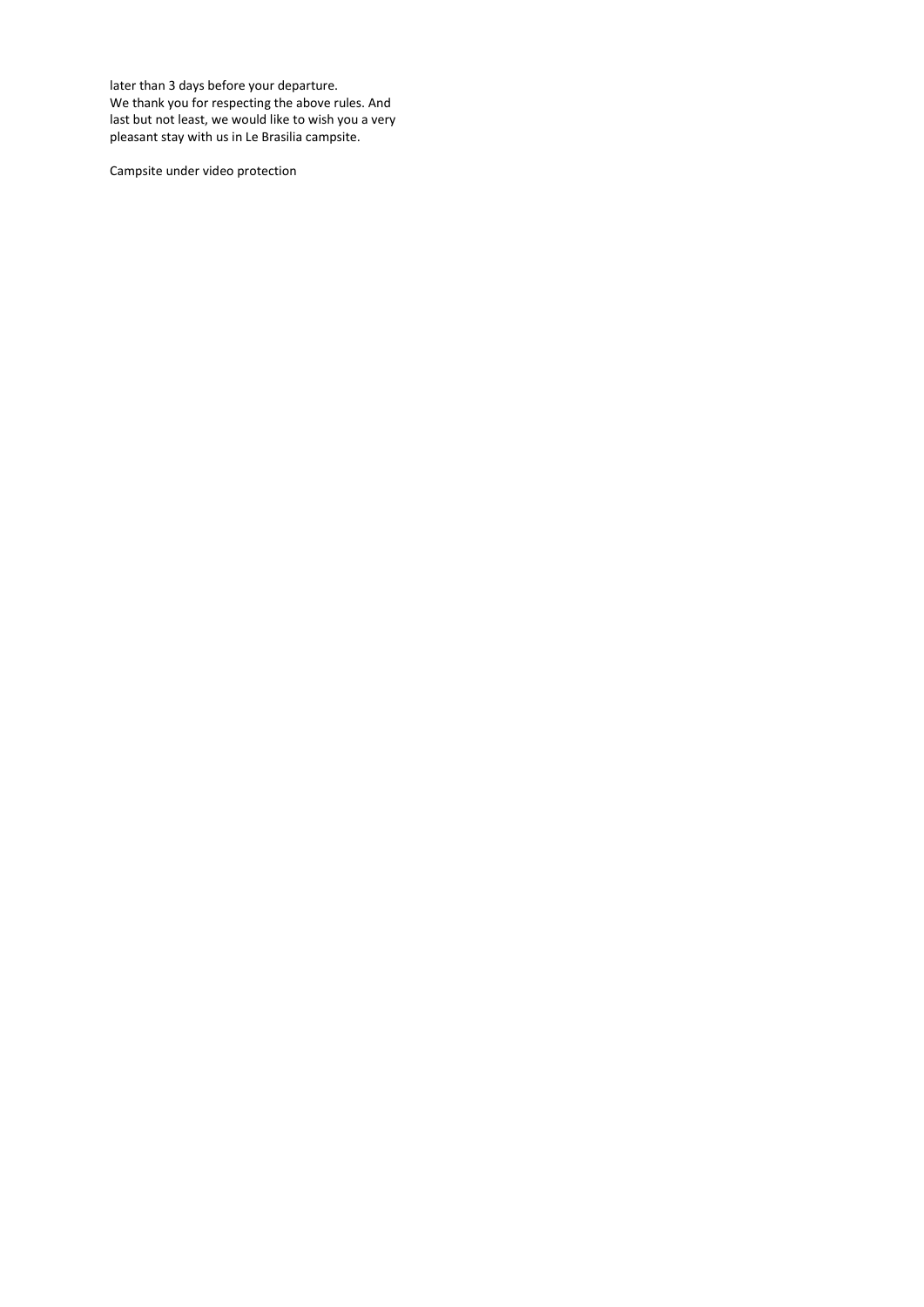later than 3 days before your departure.
We thank you for respecting the above rules. And last but not least, we would like to wish you a very pleasant stay with us in Le Brasilia campsite.

Campsite under video protection